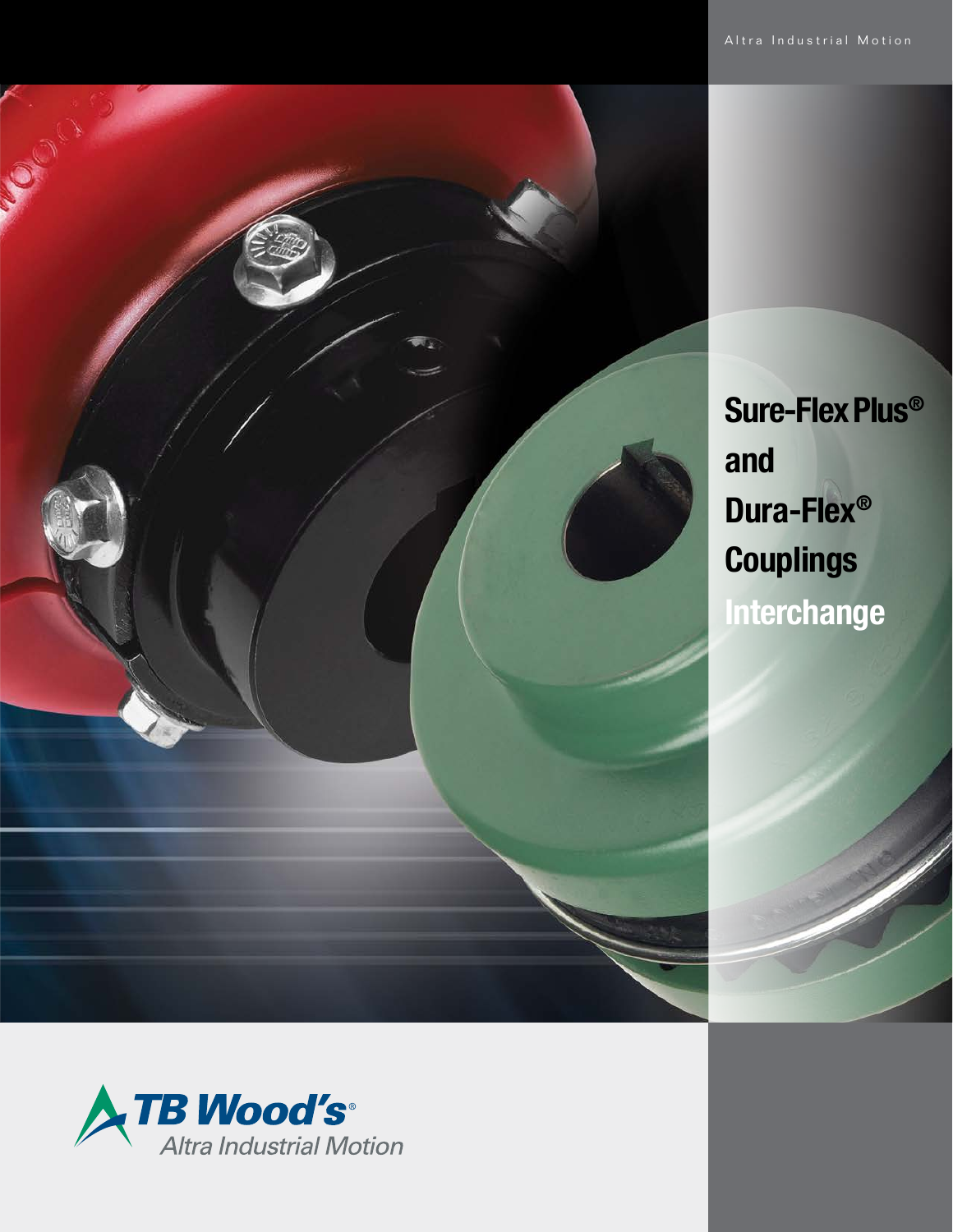Altra Industrial Motion

# Sure-Flex Plus® and Dura-Flex® Couplings Interchange

TB Wood's®
Altra Industrial Motion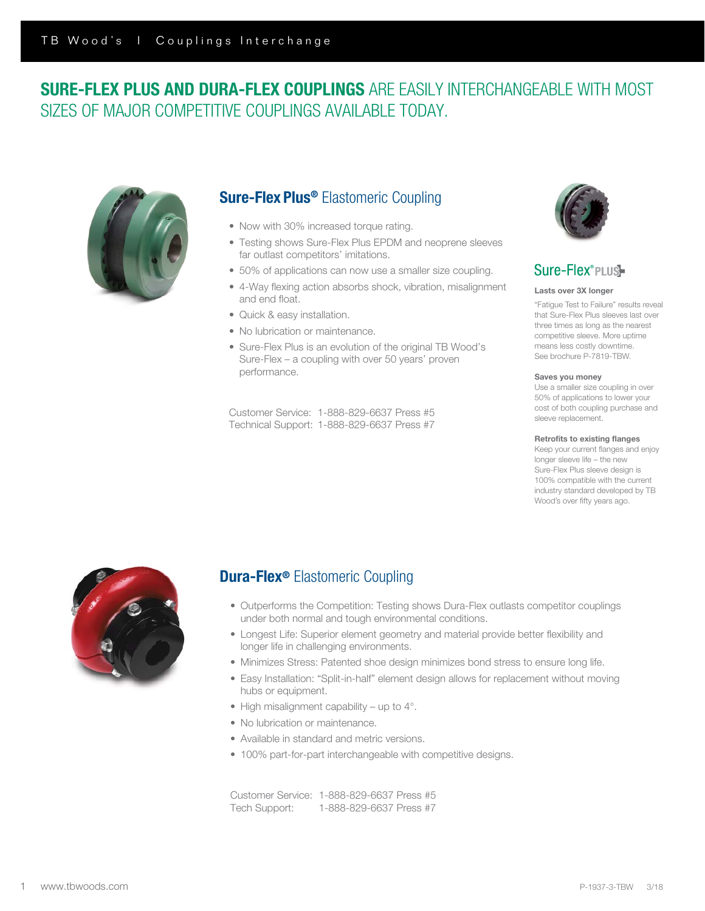# SURE-FLEX PLUS AND DURA-FLEX COUPLINGS ARE EASILY INTERCHANGEABLE WITH MOST SIZES OF MAJOR COMPETITIVE COUPLINGS AVAILABLE TODAY.

## Sure-Flex Plus® Elastomeric Coupling

- Now with 30% increased torque rating.
- Testing shows Sure-Flex Plus EPDM and neoprene sleeves far outlast competitors' imitations.
- 50% of applications can now use a smaller size coupling.
- 4-Way flexing action absorbs shock, vibration, misalignment and end float.
- Quick & easy installation.
- No lubrication or maintenance.
- Sure-Flex Plus is an evolution of the original TB Wood's Sure-Flex – a coupling with over 50 years' proven performance.

Customer Service: 1-888-829-6637 Press #5
Technical Support: 1-888-829-6637 Press #7

Sure-Flex® PLUS

**Lasts over 3X longer**

"Fatigue Test to Failure" results reveal that Sure-Flex Plus sleeves last over three times as long as the nearest competitive sleeve. More uptime means less costly downtime. See brochure P-7819-TBW.

**Saves you money**

Use a smaller size coupling in over 50% of applications to lower your cost of both coupling purchase and sleeve replacement.

**Retrofits to existing flanges**

Keep your current flanges and enjoy longer sleeve life – the new Sure-Flex Plus sleeve design is 100% compatible with the current industry standard developed by TB Wood's over fifty years ago.

## Dura-Flex® Elastomeric Coupling

- Outperforms the Competition: Testing shows Dura-Flex outlasts competitor couplings under both normal and tough environmental conditions.
- Longest Life: Superior element geometry and material provide better flexibility and longer life in challenging environments.
- Minimizes Stress: Patented shoe design minimizes bond stress to ensure long life.
- Easy Installation: "Split-in-half" element design allows for replacement without moving hubs or equipment.
- High misalignment capability – up to 4°.
- No lubrication or maintenance.
- Available in standard and metric versions.
- 100% part-for-part interchangeable with competitive designs.

Customer Service: 1-888-829-6637 Press #5
Tech Support: 1-888-829-6637 Press #7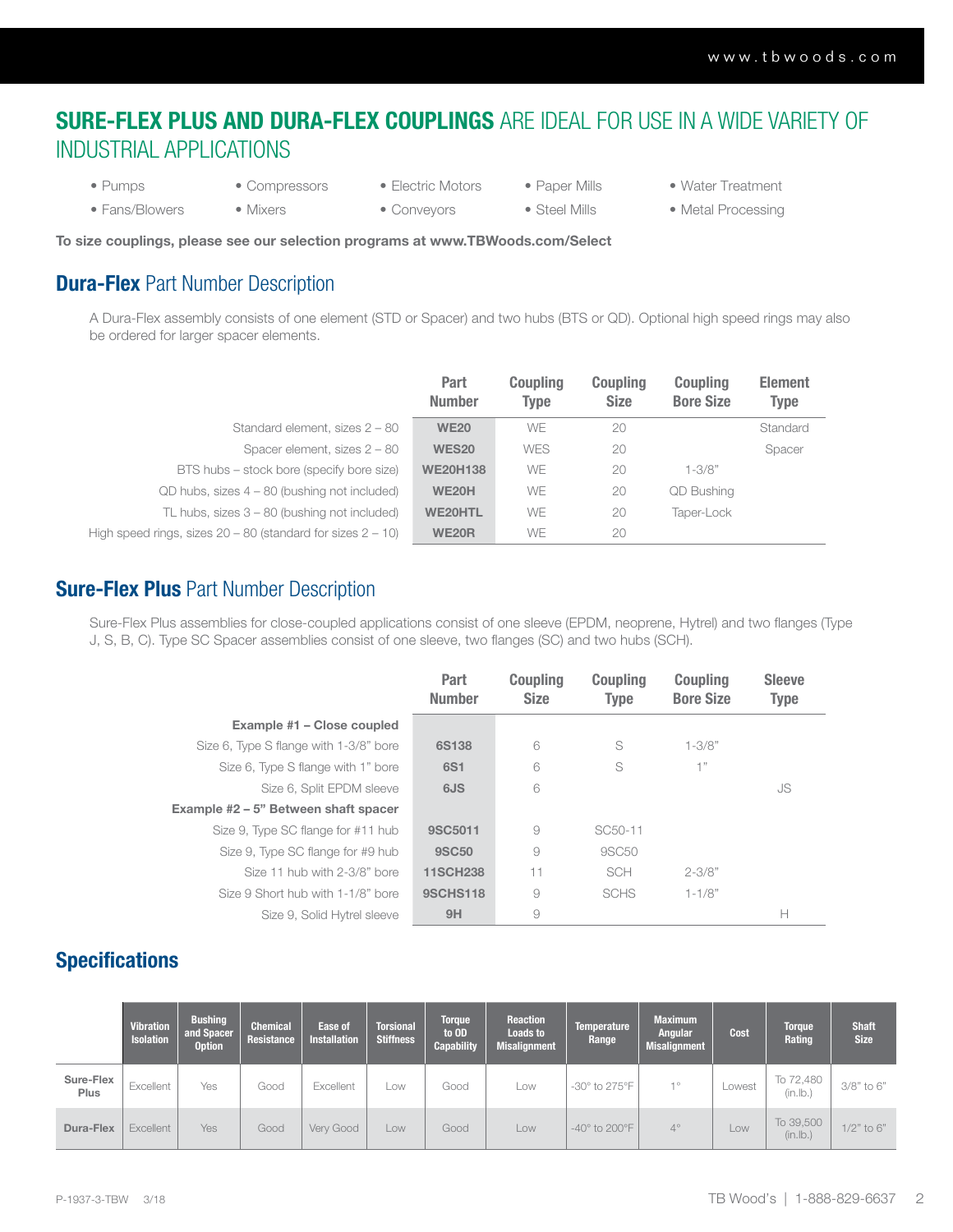## **SURE-FLEX PLUS AND DURA-FLEX COUPLINGS** ARE IDEAL FOR USE IN A WIDE VARIETY OF INDUSTRIAL APPLICATIONS

- Pumps
- Fans/Blowers
- Compressors
- Mixers
- Electric Motors
- Conveyors
- Paper Mills
- Steel Mills
- Water Treatment
- Metal Processing

**To size couplings, please see our selection programs at www.TBWoods.com/Select**

## **Dura-Flex** Part Number Description

A Dura-Flex assembly consists of one element (STD or Spacer) and two hubs (BTS or QD). Optional high speed rings may also be ordered for larger spacer elements.

| | Part Number | Coupling Type | Coupling Size | Coupling Bore Size | Element Type |
|---|---|---|---|---|---|
| Standard element, sizes 2 – 80 | **WE20** | WE | 20 | | Standard |
| Spacer element, sizes 2 – 80 | **WES20** | WES | 20 | | Spacer |
| BTS hubs – stock bore (specify bore size) | **WE20H138** | WE | 20 | 1-3/8" | |
| QD hubs, sizes 4 – 80 (bushing not included) | **WE20H** | WE | 20 | QD Bushing | |
| TL hubs, sizes 3 – 80 (bushing not included) | **WE20HTL** | WE | 20 | Taper-Lock | |
| High speed rings, sizes 20 – 80 (standard for sizes 2 – 10) | **WE20R** | WE | 20 | | |

## **Sure-Flex Plus** Part Number Description

Sure-Flex Plus assemblies for close-coupled applications consist of one sleeve (EPDM, neoprene, Hytrel) and two flanges (Type J, S, B, C). Type SC Spacer assemblies consist of one sleeve, two flanges (SC) and two hubs (SCH).

| | Part Number | Coupling Size | Coupling Type | Coupling Bore Size | Sleeve Type |
|---|---|---|---|---|---|
| **Example #1 – Close coupled** | | | | | |
| Size 6, Type S flange with 1-3/8" bore | **6S138** | 6 | S | 1-3/8" | |
| Size 6, Type S flange with 1" bore | **6S1** | 6 | S | 1" | |
| Size 6, Split EPDM sleeve | **6JS** | 6 | | | JS |
| **Example #2 – 5" Between shaft spacer** | | | | | |
| Size 9, Type SC flange for #11 hub | **9SC5011** | 9 | SC50-11 | | |
| Size 9, Type SC flange for #9 hub | **9SC50** | 9 | 9SC50 | | |
| Size 11 hub with 2-3/8" bore | **11SCH238** | 11 | SCH | 2-3/8" | |
| Size 9 Short hub with 1-1/8" bore | **9SCHS118** | 9 | SCHS | 1-1/8" | |
| Size 9, Solid Hytrel sleeve | **9H** | 9 | | | H |

## **Specifications**

| | Vibration Isolation | Bushing and Spacer Option | Chemical Resistance | Ease of Installation | Torsional Stiffness | Torque to OD Capability | Reaction Loads to Misalignment | Temperature Range | Maximum Angular Misalignment | Cost | Torque Rating | Shaft Size |
|---|---|---|---|---|---|---|---|---|---|---|---|---|
| **Sure-Flex Plus** | Excellent | Yes | Good | Excellent | Low | Good | Low | -30° to 275°F | 1° | Lowest | To 72,480 (in.lb.) | 3/8" to 6" |
| **Dura-Flex** | Excellent | Yes | Good | Very Good | Low | Good | Low | -40° to 200°F | 4° | Low | To 39,500 (in.lb.) | 1/2" to 6" |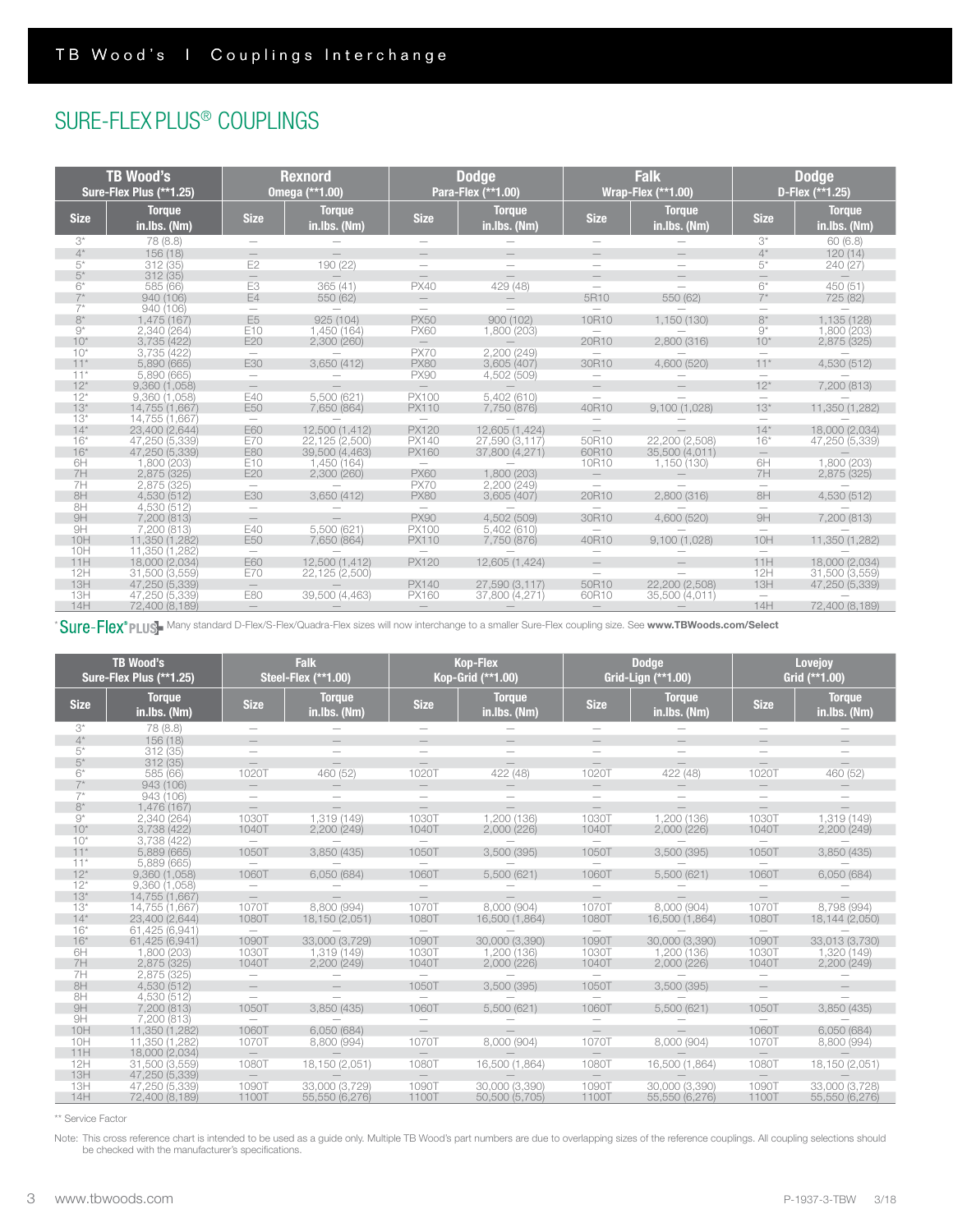## SURE-FLEX PLUS® COUPLINGS

| TB Wood's Sure-Flex Plus (**1.25) | | Rexnord Omega (**1.00) | | Dodge Para-Flex (**1.00) | | Falk Wrap-Flex (**1.00) | | Dodge D-Flex (**1.25) | |
|---|---|---|---|---|---|---|---|---|---|
| Size | Torque in.lbs. (Nm) | Size | Torque in.lbs. (Nm) | Size | Torque in.lbs. (Nm) | Size | Torque in.lbs. (Nm) | Size | Torque in.lbs. (Nm) |
| 3* | 78 (8.8) | — | — | — | — | — | — | 3* | 60 (6.8) |
| 4* | 156 (18) | — | — | — | — | — | — | 4* | 120 (14) |
| 5* | 312 (35) | E2 | 190 (22) | — | — | — | — | 5* | 240 (27) |
| 5* | 312 (35) | — | — | — | — | — | — | — | — |
| 6* | 585 (66) | E3 | 365 (41) | PX40 | 429 (48) | — | — | 6* | 450 (51) |
| 7* | 940 (106) | E4 | 550 (62) | — | — | 5R10 | 550 (62) | 7* | 725 (82) |
| 7* | 940 (106) | — | — | — | — | — | — | — | — |
| 8* | 1,475 (167) | E5 | 925 (104) | PX50 | 900 (102) | 10R10 | 1,150 (130) | 8* | 1,135 (128) |
| 9* | 2,340 (264) | E10 | 1,450 (164) | PX60 | 1,800 (203) | — | — | 9* | 1,800 (203) |
| 10* | 3,735 (422) | E20 | 2,300 (260) | — | — | 20R10 | 2,800 (316) | 10* | 2,875 (325) |
| 10* | 3,735 (422) | — | — | PX70 | 2,200 (249) | — | — | — | — |
| 11* | 5,890 (665) | E30 | 3,650 (412) | PX80 | 3,605 (407) | 30R10 | 4,600 (520) | 11* | 4,530 (512) |
| 11* | 5,890 (665) | — | — | PX90 | 4,502 (509) | — | — | — | — |
| 12* | 9,360 (1,058) | — | — | — | — | — | — | 12* | 7,200 (813) |
| 12* | 9,360 (1,058) | E40 | 5,500 (621) | PX100 | 5,402 (610) | — | — | — | — |
| 13* | 14,755 (1,667) | E50 | 7,650 (864) | PX110 | 7,750 (876) | 40R10 | 9,100 (1,028) | 13* | 11,350 (1,282) |
| 13* | 14,755 (1,667) | — | — | — | — | — | — | — | — |
| 14* | 23,400 (2,644) | E60 | 12,500 (1,412) | PX120 | 12,605 (1,424) | — | — | 14* | 18,000 (2,034) |
| 16* | 47,250 (5,339) | E70 | 22,125 (2,500) | PX140 | 27,590 (3,117) | 50R10 | 22,200 (2,508) | 16* | 47,250 (5,339) |
| 16* | 47,250 (5,339) | E80 | 39,500 (4,463) | PX160 | 37,800 (4,271) | 60R10 | 35,500 (4,011) | — | — |
| 6H | 1,800 (203) | E10 | 1,450 (164) | — | — | 10R10 | 1,150 (130) | 6H | 1,800 (203) |
| 7H | 2,875 (325) | E20 | 2,300 (260) | PX60 | 1,800 (203) | — | — | 7H | 2,875 (325) |
| 7H | 2,875 (325) | — | — | PX70 | 2,200 (249) | — | — | — | — |
| 8H | 4,530 (512) | E30 | 3,650 (412) | PX80 | 3,605 (407) | 20R10 | 2,800 (316) | 8H | 4,530 (512) |
| 8H | 4,530 (512) | — | — | — | — | — | — | — | — |
| 9H | 7,200 (813) | — | — | PX90 | 4,502 (509) | 30R10 | 4,600 (520) | 9H | 7,200 (813) |
| 9H | 7,200 (813) | E40 | 5,500 (621) | PX100 | 5,402 (610) | — | — | — | — |
| 10H | 11,350 (1,282) | E50 | 7,650 (864) | PX110 | 7,750 (876) | 40R10 | 9,100 (1,028) | 10H | 11,350 (1,282) |
| 10H | 11,350 (1,282) | — | — | — | — | — | — | — | — |
| 11H | 18,000 (2,034) | E60 | 12,500 (1,412) | PX120 | 12,605 (1,424) | — | — | 11H | 18,000 (2,034) |
| 12H | 31,500 (3,559) | E70 | 22,125 (2,500) | — | — | — | — | 12H | 31,500 (3,559) |
| 13H | 47,250 (5,339) | — | — | PX140 | 27,590 (3,117) | 50R10 | 22,200 (2,508) | 13H | 47,250 (5,339) |
| 13H | 47,250 (5,339) | E80 | 39,500 (4,463) | PX160 | 37,800 (4,271) | 60R10 | 35,500 (4,011) | — | — |
| 14H | 72,400 (8,189) | — | — | — | — | — | — | 14H | 72,400 (8,189) |

*Sure-Flex® PLUS Many standard D-Flex/S-Flex/Quadra-Flex sizes will now interchange to a smaller Sure-Flex coupling size. See **www.TBWoods.com/Select**

| TB Wood's Sure-Flex Plus (**1.25) | | Falk Steel-Flex (**1.00) | | Kop-Flex Kop-Grid (**1.00) | | Dodge Grid-Lign (**1.00) | | Lovejoy Grid (**1.00) | |
|---|---|---|---|---|---|---|---|---|---|
| Size | Torque in.lbs. (Nm) | Size | Torque in.lbs. (Nm) | Size | Torque in.lbs. (Nm) | Size | Torque in.lbs. (Nm) | Size | Torque in.lbs. (Nm) |
| 3* | 78 (8.8) | — | — | — | — | — | — | — | — |
| 4* | 156 (18) | — | — | — | — | — | — | — | — |
| 5* | 312 (35) | — | — | — | — | — | — | — | — |
| 5* | 312 (35) | — | — | — | — | — | — | — | — |
| 6* | 585 (66) | 1020T | 460 (52) | 1020T | 422 (48) | 1020T | 422 (48) | 1020T | 460 (52) |
| 7* | 943 (106) | — | — | — | — | — | — | — | — |
| 7* | 943 (106) | — | — | — | — | — | — | — | — |
| 8* | 1,476 (167) | — | — | — | — | — | — | — | — |
| 9* | 2,340 (264) | 1030T | 1,319 (149) | 1030T | 1,200 (136) | 1030T | 1,200 (136) | 1030T | 1,319 (149) |
| 10* | 3,738 (422) | 1040T | 2,200 (249) | 1040T | 2,000 (226) | 1040T | 2,000 (226) | 1040T | 2,200 (249) |
| 10* | 3,738 (422) | — | — | — | — | — | — | — | — |
| 11* | 5,889 (665) | 1050T | 3,850 (435) | 1050T | 3,500 (395) | 1050T | 3,500 (395) | 1050T | 3,850 (435) |
| 11* | 5,889 (665) | — | — | — | — | — | — | — | — |
| 12* | 9,360 (1,058) | 1060T | 6,050 (684) | 1060T | 5,500 (621) | 1060T | 5,500 (621) | 1060T | 6,050 (684) |
| 12* | 9,360 (1,058) | — | — | — | — | — | — | — | — |
| 13* | 14,755 (1,667) | — | — | — | — | — | — | — | — |
| 13* | 14,755 (1,667) | 1070T | 8,800 (994) | 1070T | 8,000 (904) | 1070T | 8,000 (904) | 1070T | 8,798 (994) |
| 14* | 23,400 (2,644) | 1080T | 18,150 (2,051) | 1080T | 16,500 (1,864) | 1080T | 16,500 (1,864) | 1080T | 18,144 (2,050) |
| 16* | 61,425 (6,941) | — | — | — | — | — | — | — | — |
| 16* | 61,425 (6,941) | 1090T | 33,000 (3,729) | 1090T | 30,000 (3,390) | 1090T | 30,000 (3,390) | 1090T | 33,013 (3,730) |
| 6H | 1,800 (203) | 1030T | 1,319 (149) | 1030T | 1,200 (136) | 1030T | 1,200 (136) | 1030T | 1,320 (149) |
| 7H | 2,875 (325) | 1040T | 2,200 (249) | 1040T | 2,000 (226) | 1040T | 2,000 (226) | 1040T | 2,200 (249) |
| 7H | 2,875 (325) | — | — | — | — | — | — | — | — |
| 8H | 4,530 (512) | — | — | 1050T | 3,500 (395) | 1050T | 3,500 (395) | — | — |
| 8H | 4,530 (512) | — | — | — | — | — | — | — | — |
| 9H | 7,200 (813) | 1050T | 3,850 (435) | 1060T | 5,500 (621) | 1060T | 5,500 (621) | 1050T | 3,850 (435) |
| 9H | 7,200 (813) | — | — | — | — | — | — | — | — |
| 10H | 11,350 (1,282) | 1060T | 6,050 (684) | — | — | — | — | 1060T | 6,050 (684) |
| 10H | 11,350 (1,282) | 1070T | 8,800 (994) | 1070T | 8,000 (904) | 1070T | 8,000 (904) | 1070T | 8,800 (994) |
| 11H | 18,000 (2,034) | — | — | — | — | — | — | — | — |
| 12H | 31,500 (3,559) | 1080T | 18,150 (2,051) | 1080T | 16,500 (1,864) | 1080T | 16,500 (1,864) | 1080T | 18,150 (2,051) |
| 13H | 47,250 (5,339) | — | — | — | — | — | — | — | — |
| 13H | 47,250 (5,339) | 1090T | 33,000 (3,729) | 1090T | 30,000 (3,390) | 1090T | 30,000 (3,390) | 1090T | 33,000 (3,728) |
| 14H | 72,400 (8,189) | 1100T | 55,550 (6,276) | 1100T | 50,500 (5,705) | 1100T | 55,550 (6,276) | 1100T | 55,550 (6,276) |

** Service Factor

Note: This cross reference chart is intended to be used as a guide only. Multiple TB Wood's part numbers are due to overlapping sizes of the reference couplings. All coupling selections should be checked with the manufacturer's specifications.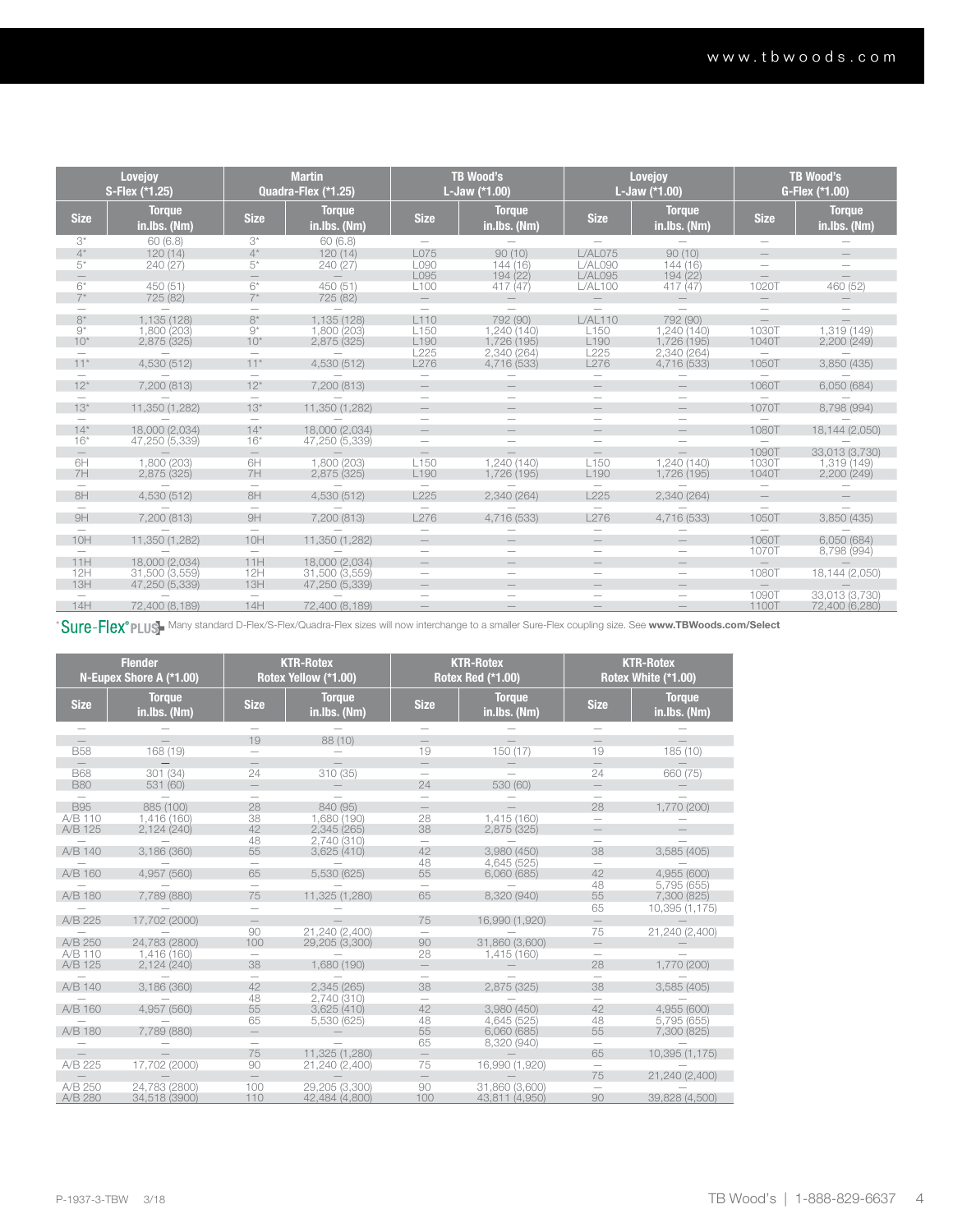| Lovejoy S-Flex (*1.25) | | Martin Quadra-Flex (*1.25) | | TB Wood's L-Jaw (*1.00) | | Lovejoy L-Jaw (*1.00) | | TB Wood's G-Flex (*1.00) | |
|---|---|---|---|---|---|---|---|---|---|
| Size | Torque in.lbs. (Nm) | Size | Torque in.lbs. (Nm) | Size | Torque in.lbs. (Nm) | Size | Torque in.lbs. (Nm) | Size | Torque in.lbs. (Nm) |
| 3* | 60 (6.8) | 3* | 60 (6.8) | — | — | — | — | — | — |
| 4* | 120 (14) | 4* | 120 (14) | L075 | 90 (10) | L/AL075 | 90 (10) | — | — |
| 5* | 240 (27) | 5* | 240 (27) | L090 | 144 (16) | L/AL090 | 144 (16) | — | — |
| — | — | — | — | L095 | 194 (22) | L/AL095 | 194 (22) | — | — |
| 6* | 450 (51) | 6* | 450 (51) | L100 | 417 (47) | L/AL100 | 417 (47) | 1020T | 460 (52) |
| 7* | 725 (82) | 7* | 725 (82) | — | — | — | — | — | — |
| — | — | — | — | — | — | — | — | — | — |
| 8* | 1,135 (128) | 8* | 1,135 (128) | L110 | 792 (90) | L/AL110 | 792 (90) | — | — |
| 9* | 1,800 (203) | 9* | 1,800 (203) | L150 | 1,240 (140) | L150 | 1,240 (140) | 1030T | 1,319 (149) |
| 10* | 2,875 (325) | 10* | 2,875 (325) | L190 | 1,726 (195) | L190 | 1,726 (195) | 1040T | 2,200 (249) |
| — | — | — | — | L225 | 2,340 (264) | L225 | 2,340 (264) | — | — |
| 11* | 4,530 (512) | 11* | 4,530 (512) | L276 | 4,716 (533) | L276 | 4,716 (533) | 1050T | 3,850 (435) |
| — | — | — | — | — | — | — | — | — | — |
| 12* | 7,200 (813) | 12* | 7,200 (813) | — | — | — | — | 1060T | 6,050 (684) |
| — | — | — | — | — | — | — | — | — | — |
| 13* | 11,350 (1,282) | 13* | 11,350 (1,282) | — | — | — | — | 1070T | 8,798 (994) |
| — | — | — | — | — | — | — | — | — | — |
| 14* | 18,000 (2,034) | 14* | 18,000 (2,034) | — | — | — | — | 1080T | 18,144 (2,050) |
| 16* | 47,250 (5,339) | 16* | 47,250 (5,339) | — | — | — | — | — | — |
| — | — | — | — | — | — | — | — | 1090T | 33,013 (3,730) |
| 6H | 1,800 (203) | 6H | 1,800 (203) | L150 | 1,240 (140) | L150 | 1,240 (140) | 1030T | 1,319 (149) |
| 7H | 2,875 (325) | 7H | 2,875 (325) | L190 | 1,726 (195) | L190 | 1,726 (195) | 1040T | 2,200 (249) |
| — | — | — | — | — | — | — | — | — | — |
| 8H | 4,530 (512) | 8H | 4,530 (512) | L225 | 2,340 (264) | L225 | 2,340 (264) | — | — |
| — | — | — | — | — | — | — | — | — | — |
| 9H | 7,200 (813) | 9H | 7,200 (813) | L276 | 4,716 (533) | L276 | 4,716 (533) | 1050T | 3,850 (435) |
| — | — | — | — | — | — | — | — | — | — |
| 10H | 11,350 (1,282) | 10H | 11,350 (1,282) | — | — | — | — | 1060T | 6,050 (684) |
| — | — | — | — | — | — | — | — | 1070T | 8,798 (994) |
| 11H | 18,000 (2,034) | 11H | 18,000 (2,034) | — | — | — | — | — | — |
| 12H | 31,500 (3,559) | 12H | 31,500 (3,559) | — | — | — | — | 1080T | 18,144 (2,050) |
| 13H | 47,250 (5,339) | 13H | 47,250 (5,339) | — | — | — | — | — | — |
| — | — | — | — | — | — | — | — | 1090T | 33,013 (3,730) |
| 14H | 72,400 (8,189) | 14H | 72,400 (8,189) | — | — | — | — | 1100T | 72,400 (6,280) |

*Sure-Flex® PLUS Many standard D-Flex/S-Flex/Quadra-Flex sizes will now interchange to a smaller Sure-Flex coupling size. See **www.TBWoods.com/Select**

| Flender N-Eupex Shore A (*1.00) | | KTR-Rotex Rotex Yellow (*1.00) | | KTR-Rotex Rotex Red (*1.00) | | KTR-Rotex Rotex White (*1.00) | |
|---|---|---|---|---|---|---|---|
| Size | Torque in.lbs. (Nm) | Size | Torque in.lbs. (Nm) | Size | Torque in.lbs. (Nm) | Size | Torque in.lbs. (Nm) |
| — | — | — | — | — | — | — | — |
| — | — | 19 | 88 (10) | — | — | — | — |
| B58 | 168 (19) | — | — | 19 | 150 (17) | 19 | 185 (10) |
| — | — | — | — | — | — | — | — |
| B68 | 301 (34) | 24 | 310 (35) | — | — | 24 | 660 (75) |
| B80 | 531 (60) | — | — | 24 | 530 (60) | — | — |
| — | — | — | — | — | — | — | — |
| B95 | 885 (100) | 28 | 840 (95) | — | — | 28 | 1,770 (200) |
| A/B 110 | 1,416 (160) | 38 | 1,680 (190) | 28 | 1,415 (160) | — | — |
| A/B 125 | 2,124 (240) | 42 | 2,345 (265) | 38 | 2,875 (325) | — | — |
| — | — | 48 | 2,740 (310) | — | — | — | — |
| A/B 140 | 3,186 (360) | 55 | 3,625 (410) | 42 | 3,980 (450) | 38 | 3,585 (405) |
| — | — | — | — | 48 | 4,645 (525) | — | — |
| A/B 160 | 4,957 (560) | 65 | 5,530 (625) | 55 | 6,060 (685) | 42 | 4,955 (600) |
| — | — | — | — | — | — | 48 | 5,795 (655) |
| A/B 180 | 7,789 (880) | 75 | 11,325 (1,280) | 65 | 8,320 (940) | 55 | 7,300 (825) |
| — | — | — | — | — | — | 65 | 10,395 (1,175) |
| A/B 225 | 17,702 (2000) | — | — | 75 | 16,990 (1,920) | — | — |
| — | — | 90 | 21,240 (2,400) | — | — | 75 | 21,240 (2,400) |
| A/B 250 | 24,783 (2800) | 100 | 29,205 (3,300) | 90 | 31,860 (3,600) | — | — |
| A/B 110 | 1,416 (160) | — | — | 28 | 1,415 (160) | — | — |
| A/B 125 | 2,124 (240) | 38 | 1,680 (190) | — | — | 28 | 1,770 (200) |
| — | — | — | — | — | — | — | — |
| A/B 140 | 3,186 (360) | 42 | 2,345 (265) | 38 | 2,875 (325) | 38 | 3,585 (405) |
| — | — | 48 | 2,740 (310) | — | — | — | — |
| A/B 160 | 4,957 (560) | 55 | 3,625 (410) | 42 | 3,980 (450) | 42 | 4,955 (600) |
| — | — | 65 | 5,530 (625) | 48 | 4,645 (525) | 48 | 5,795 (655) |
| A/B 180 | 7,789 (880) | — | — | 55 | 6,060 (685) | 55 | 7,300 (825) |
| — | — | — | — | 65 | 8,320 (940) | — | — |
| — | — | 75 | 11,325 (1,280) | — | — | 65 | 10,395 (1,175) |
| A/B 225 | 17,702 (2000) | 90 | 21,240 (2,400) | 75 | 16,990 (1,920) | — | — |
| — | — | — | — | — | — | 75 | 21,240 (2,400) |
| A/B 250 | 24,783 (2800) | 100 | 29,205 (3,300) | 90 | 31,860 (3,600) | — | — |
| A/B 280 | 34,518 (3900) | 110 | 42,484 (4,800) | 100 | 43,811 (4,950) | 90 | 39,828 (4,500) |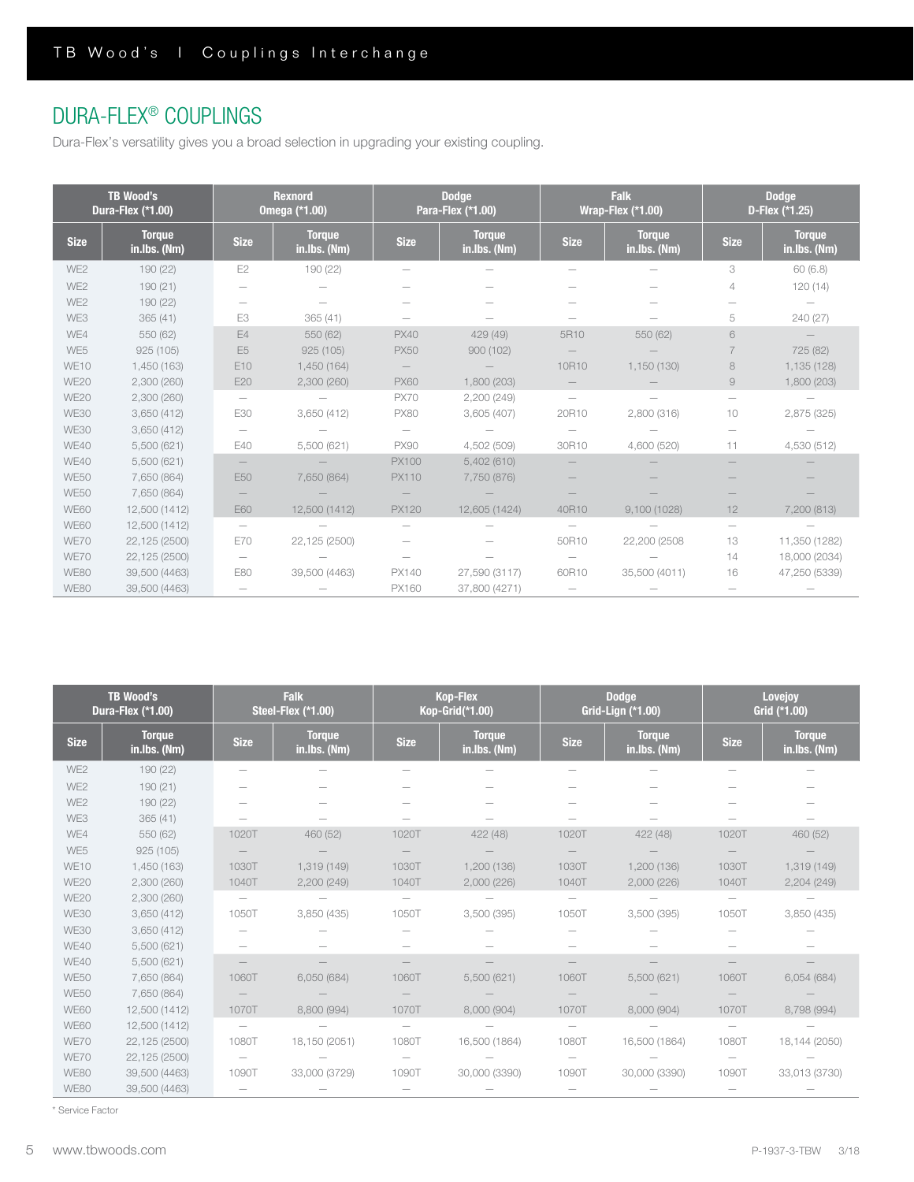# DURA-FLEX® COUPLINGS

Dura-Flex's versatility gives you a broad selection in upgrading your existing coupling.

| TB Wood's Dura-Flex (*1.00) | | Rexnord Omega (*1.00) | | Dodge Para-Flex (*1.00) | | Falk Wrap-Flex (*1.00) | | Dodge D-Flex (*1.25) | |
|---|---|---|---|---|---|---|---|---|---|
| Size | Torque in.lbs. (Nm) | Size | Torque in.lbs. (Nm) | Size | Torque in.lbs. (Nm) | Size | Torque in.lbs. (Nm) | Size | Torque in.lbs. (Nm) |
| WE2 | 190 (22) | E2 | 190 (22) | — | — | — | — | 3 | 60 (6.8) |
| WE2 | 190 (21) | — | — | — | — | — | — | 4 | 120 (14) |
| WE2 | 190 (22) | — | — | — | — | — | — | — | — |
| WE3 | 365 (41) | E3 | 365 (41) | — | — | — | — | 5 | 240 (27) |
| WE4 | 550 (62) | E4 | 550 (62) | PX40 | 429 (49) | 5R10 | 550 (62) | 6 | — |
| WE5 | 925 (105) | E5 | 925 (105) | PX50 | 900 (102) | — | — | 7 | 725 (82) |
| WE10 | 1,450 (163) | E10 | 1,450 (164) | — | — | 10R10 | 1,150 (130) | 8 | 1,135 (128) |
| WE20 | 2,300 (260) | E20 | 2,300 (260) | PX60 | 1,800 (203) | — | — | 9 | 1,800 (203) |
| WE20 | 2,300 (260) | — | — | PX70 | 2,200 (249) | — | — | — | — |
| WE30 | 3,650 (412) | E30 | 3,650 (412) | PX80 | 3,605 (407) | 20R10 | 2,800 (316) | 10 | 2,875 (325) |
| WE30 | 3,650 (412) | — | — | — | — | — | — | — | — |
| WE40 | 5,500 (621) | E40 | 5,500 (621) | PX90 | 4,502 (509) | 30R10 | 4,600 (520) | 11 | 4,530 (512) |
| WE40 | 5,500 (621) | — | — | PX100 | 5,402 (610) | — | — | — | — |
| WE50 | 7,650 (864) | E50 | 7,650 (864) | PX110 | 7,750 (876) | — | — | — | — |
| WE50 | 7,650 (864) | — | — | — | — | — | — | — | — |
| WE60 | 12,500 (1412) | E60 | 12,500 (1412) | PX120 | 12,605 (1424) | 40R10 | 9,100 (1028) | 12 | 7,200 (813) |
| WE60 | 12,500 (1412) | — | — | — | — | — | — | — | — |
| WE70 | 22,125 (2500) | E70 | 22,125 (2500) | — | — | 50R10 | 22,200 (2508 | 13 | 11,350 (1282) |
| WE70 | 22,125 (2500) | — | — | — | — | — | — | 14 | 18,000 (2034) |
| WE80 | 39,500 (4463) | E80 | 39,500 (4463) | PX140 | 27,590 (3117) | 60R10 | 35,500 (4011) | 16 | 47,250 (5339) |
| WE80 | 39,500 (4463) | — | — | PX160 | 37,800 (4271) | — | — | — | — |

| TB Wood's Dura-Flex (*1.00) | | Falk Steel-Flex (*1.00) | | Kop-Flex Kop-Grid(*1.00) | | Dodge Grid-Lign (*1.00) | | Lovejoy Grid (*1.00) | |
|---|---|---|---|---|---|---|---|---|---|
| Size | Torque in.lbs. (Nm) | Size | Torque in.lbs. (Nm) | Size | Torque in.lbs. (Nm) | Size | Torque in.lbs. (Nm) | Size | Torque in.lbs. (Nm) |
| WE2 | 190 (22) | — | — | — | — | — | — | — | — |
| WE2 | 190 (21) | — | — | — | — | — | — | — | — |
| WE2 | 190 (22) | — | — | — | — | — | — | — | — |
| WE3 | 365 (41) | — | — | — | — | — | — | — | — |
| WE4 | 550 (62) | 1020T | 460 (52) | 1020T | 422 (48) | 1020T | 422 (48) | 1020T | 460 (52) |
| WE5 | 925 (105) | — | — | — | — | — | — | — | — |
| WE10 | 1,450 (163) | 1030T | 1,319 (149) | 1030T | 1,200 (136) | 1030T | 1,200 (136) | 1030T | 1,319 (149) |
| WE20 | 2,300 (260) | 1040T | 2,200 (249) | 1040T | 2,000 (226) | 1040T | 2,000 (226) | 1040T | 2,204 (249) |
| WE20 | 2,300 (260) | — | — | — | — | — | — | — | — |
| WE30 | 3,650 (412) | 1050T | 3,850 (435) | 1050T | 3,500 (395) | 1050T | 3,500 (395) | 1050T | 3,850 (435) |
| WE30 | 3,650 (412) | — | — | — | — | — | — | — | — |
| WE40 | 5,500 (621) | — | — | — | — | — | — | — | — |
| WE40 | 5,500 (621) | — | — | — | — | — | — | — | — |
| WE50 | 7,650 (864) | 1060T | 6,050 (684) | 1060T | 5,500 (621) | 1060T | 5,500 (621) | 1060T | 6,054 (684) |
| WE50 | 7,650 (864) | — | — | — | — | — | — | — | — |
| WE60 | 12,500 (1412) | 1070T | 8,800 (994) | 1070T | 8,000 (904) | 1070T | 8,000 (904) | 1070T | 8,798 (994) |
| WE60 | 12,500 (1412) | — | — | — | — | — | — | — | — |
| WE70 | 22,125 (2500) | 1080T | 18,150 (2051) | 1080T | 16,500 (1864) | 1080T | 16,500 (1864) | 1080T | 18,144 (2050) |
| WE70 | 22,125 (2500) | — | — | — | — | — | — | — | — |
| WE80 | 39,500 (4463) | 1090T | 33,000 (3729) | 1090T | 30,000 (3390) | 1090T | 30,000 (3390) | 1090T | 33,013 (3730) |
| WE80 | 39,500 (4463) | — | — | — | — | — | — | — | — |

* Service Factor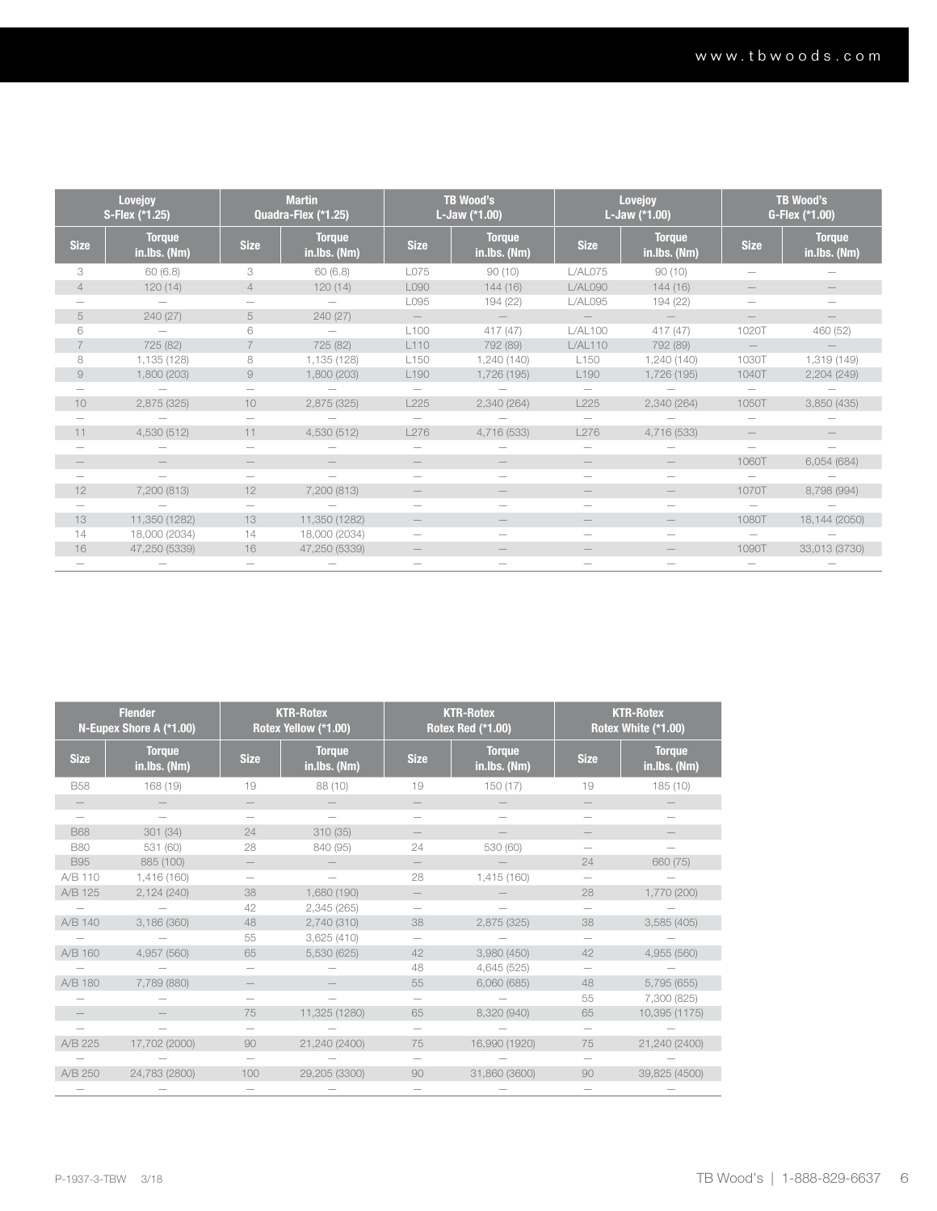| Lovejoy S-Flex (*1.25) | | Martin Quadra-Flex (*1.25) | | TB Wood's L-Jaw (*1.00) | | Lovejoy L-Jaw (*1.00) | | TB Wood's G-Flex (*1.00) | |
|---|---|---|---|---|---|---|---|---|---|
| Size | Torque in.lbs. (Nm) | Size | Torque in.lbs. (Nm) | Size | Torque in.lbs. (Nm) | Size | Torque in.lbs. (Nm) | Size | Torque in.lbs. (Nm) |
| 3 | 60 (6.8) | 3 | 60 (6.8) | L075 | 90 (10) | L/AL075 | 90 (10) | — | — |
| 4 | 120 (14) | 4 | 120 (14) | L090 | 144 (16) | L/AL090 | 144 (16) | — | — |
| — | — | — | — | L095 | 194 (22) | L/AL095 | 194 (22) | — | — |
| 5 | 240 (27) | 5 | 240 (27) | — | — | — | — | — | — |
| 6 | — | 6 | — | L100 | 417 (47) | L/AL100 | 417 (47) | 1020T | 460 (52) |
| 7 | 725 (82) | 7 | 725 (82) | L110 | 792 (89) | L/AL110 | 792 (89) | — | — |
| 8 | 1,135 (128) | 8 | 1,135 (128) | L150 | 1,240 (140) | L150 | 1,240 (140) | 1030T | 1,319 (149) |
| 9 | 1,800 (203) | 9 | 1,800 (203) | L190 | 1,726 (195) | L190 | 1,726 (195) | 1040T | 2,204 (249) |
| — | — | — | — | — | — | — | — | — | — |
| 10 | 2,875 (325) | 10 | 2,875 (325) | L225 | 2,340 (264) | L225 | 2,340 (264) | 1050T | 3,850 (435) |
| — | — | — | — | — | — | — | — | — | — |
| 11 | 4,530 (512) | 11 | 4,530 (512) | L276 | 4,716 (533) | L276 | 4,716 (533) | — | — |
| — | — | — | — | — | — | — | — | — | — |
| — | — | — | — | — | — | — | — | 1060T | 6,054 (684) |
| — | — | — | — | — | — | — | — | — | — |
| 12 | 7,200 (813) | 12 | 7,200 (813) | — | — | — | — | 1070T | 8,798 (994) |
| — | — | — | — | — | — | — | — | — | — |
| 13 | 11,350 (1282) | 13 | 11,350 (1282) | — | — | — | — | 1080T | 18,144 (2050) |
| 14 | 18,000 (2034) | 14 | 18,000 (2034) | — | — | — | — | — | — |
| 16 | 47,250 (5339) | 16 | 47,250 (5339) | — | — | — | — | 1090T | 33,013 (3730) |
| — | — | — | — | — | — | — | — | — | — |

| Flender N-Eupex Shore A (*1.00) | | KTR-Rotex Rotex Yellow (*1.00) | | KTR-Rotex Rotex Red (*1.00) | | KTR-Rotex Rotex White (*1.00) | |
|---|---|---|---|---|---|---|---|
| Size | Torque in.lbs. (Nm) | Size | Torque in.lbs. (Nm) | Size | Torque in.lbs. (Nm) | Size | Torque in.lbs. (Nm) |
| B58 | 168 (19) | 19 | 88 (10) | 19 | 150 (17) | 19 | 185 (10) |
| — | — | — | — | — | — | — | — |
| — | — | — | — | — | — | — | — |
| B68 | 301 (34) | 24 | 310 (35) | — | — | — | — |
| B80 | 531 (60) | 28 | 840 (95) | 24 | 530 (60) | — | — |
| B95 | 885 (100) | — | — | — | — | 24 | 660 (75) |
| A/B 110 | 1,416 (160) | — | — | 28 | 1,415 (160) | — | — |
| A/B 125 | 2,124 (240) | 38 | 1,680 (190) | — | — | 28 | 1,770 (200) |
| — | — | 42 | 2,345 (265) | — | — | — | — |
| A/B 140 | 3,186 (360) | 48 | 2,740 (310) | 38 | 2,875 (325) | 38 | 3,585 (405) |
| — | — | 55 | 3,625 (410) | — | — | — | — |
| A/B 160 | 4,957 (560) | 65 | 5,530 (625) | 42 | 3,980 (450) | 42 | 4,955 (560) |
| — | — | — | — | 48 | 4,645 (525) | — | — |
| A/B 180 | 7,789 (880) | — | — | 55 | 6,060 (685) | 48 | 5,795 (655) |
| — | — | — | — | — | — | 55 | 7,300 (825) |
| — | — | 75 | 11,325 (1280) | 65 | 8,320 (940) | 65 | 10,395 (1175) |
| — | — | — | — | — | — | — | — |
| A/B 225 | 17,702 (2000) | 90 | 21,240 (2400) | 75 | 16,990 (1920) | 75 | 21,240 (2400) |
| — | — | — | — | — | — | — | — |
| A/B 250 | 24,783 (2800) | 100 | 29,205 (3300) | 90 | 31,860 (3600) | 90 | 39,825 (4500) |
| — | — | — | — | — | — | — | — |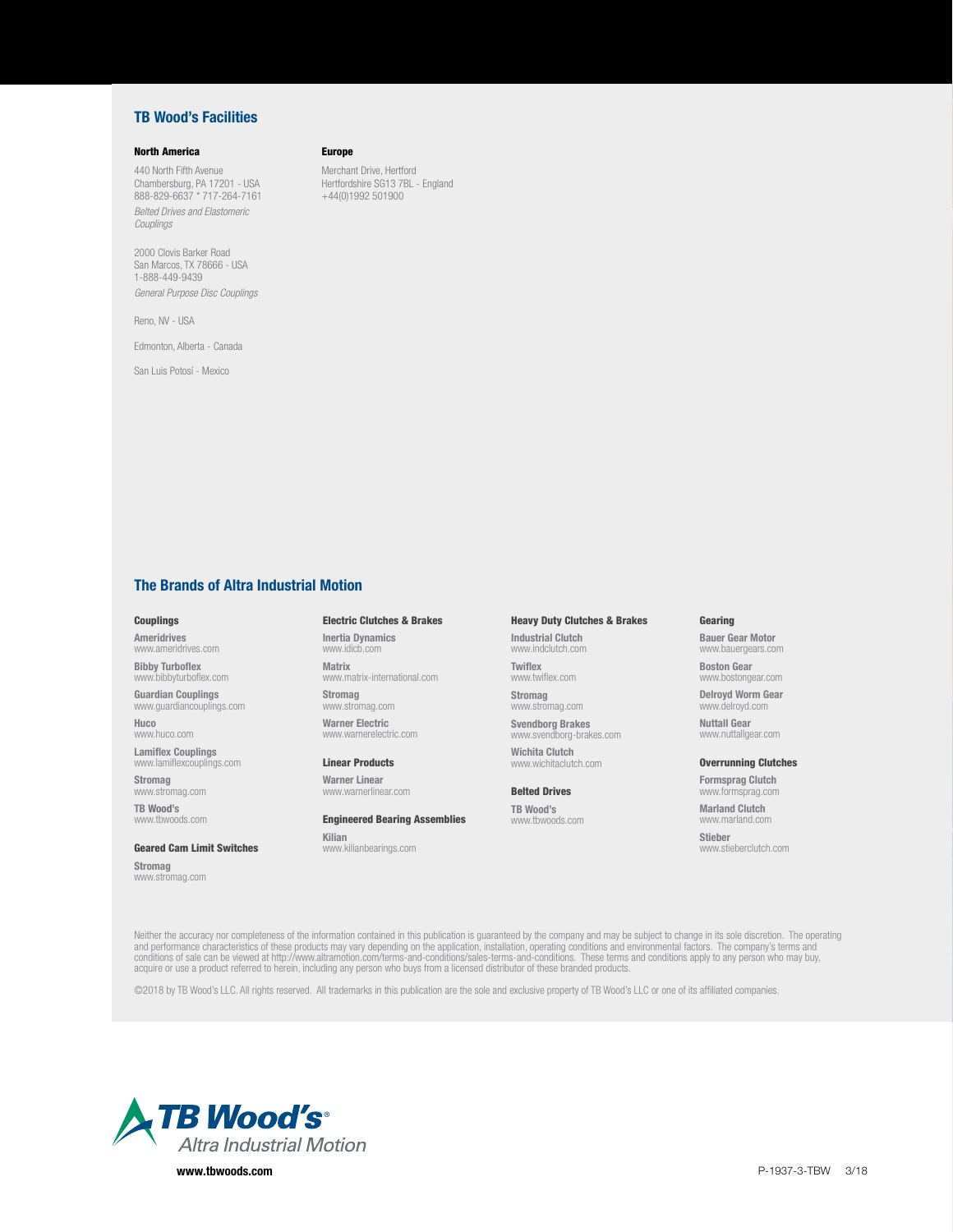## TB Wood's Facilities

**North America**

440 North Fifth Avenue
Chambersburg, PA 17201 - USA
888-829-6637 * 717-264-7161
*Belted Drives and Elastomeric Couplings*

2000 Clovis Barker Road
San Marcos, TX 78666 - USA
1-888-449-9439
*General Purpose Disc Couplings*

Reno, NV - USA

Edmonton, Alberta - Canada

San Luis Potosi - Mexico

**Europe**

Merchant Drive, Hertford
Hertfordshire SG13 7BL - England
+44(0)1992 501900

## The Brands of Altra Industrial Motion

**Couplings**

**Ameridrives**
www.ameridrives.com

**Bibby Turboflex**
www.bibbyturboflex.com

**Guardian Couplings**
www.guardiancouplings.com

**Huco**
www.huco.com

**Lamiflex Couplings**
www.lamiflexcouplings.com

**Stromag**
www.stromag.com

**TB Wood's**
www.tbwoods.com

**Geared Cam Limit Switches**

**Stromag**
www.stromag.com

**Electric Clutches & Brakes**

**Inertia Dynamics**
www.idicb.com

**Matrix**
www.matrix-international.com

**Stromag**
www.stromag.com

**Warner Electric**
www.warnerelectric.com

**Linear Products**

**Warner Linear**
www.warnerlinear.com

**Engineered Bearing Assemblies**

**Kilian**
www.kilianbearings.com

**Heavy Duty Clutches & Brakes**

**Industrial Clutch**
www.indclutch.com

**Twiflex**
www.twiflex.com

**Stromag**
www.stromag.com

**Svendborg Brakes**
www.svendborg-brakes.com

**Wichita Clutch**
www.wichitaclutch.com

**Belted Drives**

**TB Wood's**
www.tbwoods.com

**Gearing**

**Bauer Gear Motor**
www.bauergears.com

**Boston Gear**
www.bostongear.com

**Delroyd Worm Gear**
www.delroyd.com

**Nuttall Gear**
www.nuttallgear.com

**Overrunning Clutches**

**Formsprag Clutch**
www.formsprag.com

**Marland Clutch**
www.marland.com

**Stieber**
www.stieberclutch.com

Neither the accuracy nor completeness of the information contained in this publication is guaranteed by the company and may be subject to change in its sole discretion. The operating and performance characteristics of these products may vary depending on the application, installation, operating conditions and environmental factors. The company's terms and conditions of sale can be viewed at http://www.altramotion.com/terms-and-conditions/sales-terms-and-conditions. These terms and conditions apply to any person who may buy, acquire or use a product referred to herein, including any person who buys from a licensed distributor of these branded products.

©2018 by TB Wood's LLC. All rights reserved. All trademarks in this publication are the sole and exclusive property of TB Wood's LLC or one of its affiliated companies.

TB Wood's®
Altra Industrial Motion

**www.tbwoods.com**

P-1937-3-TBW 3/18